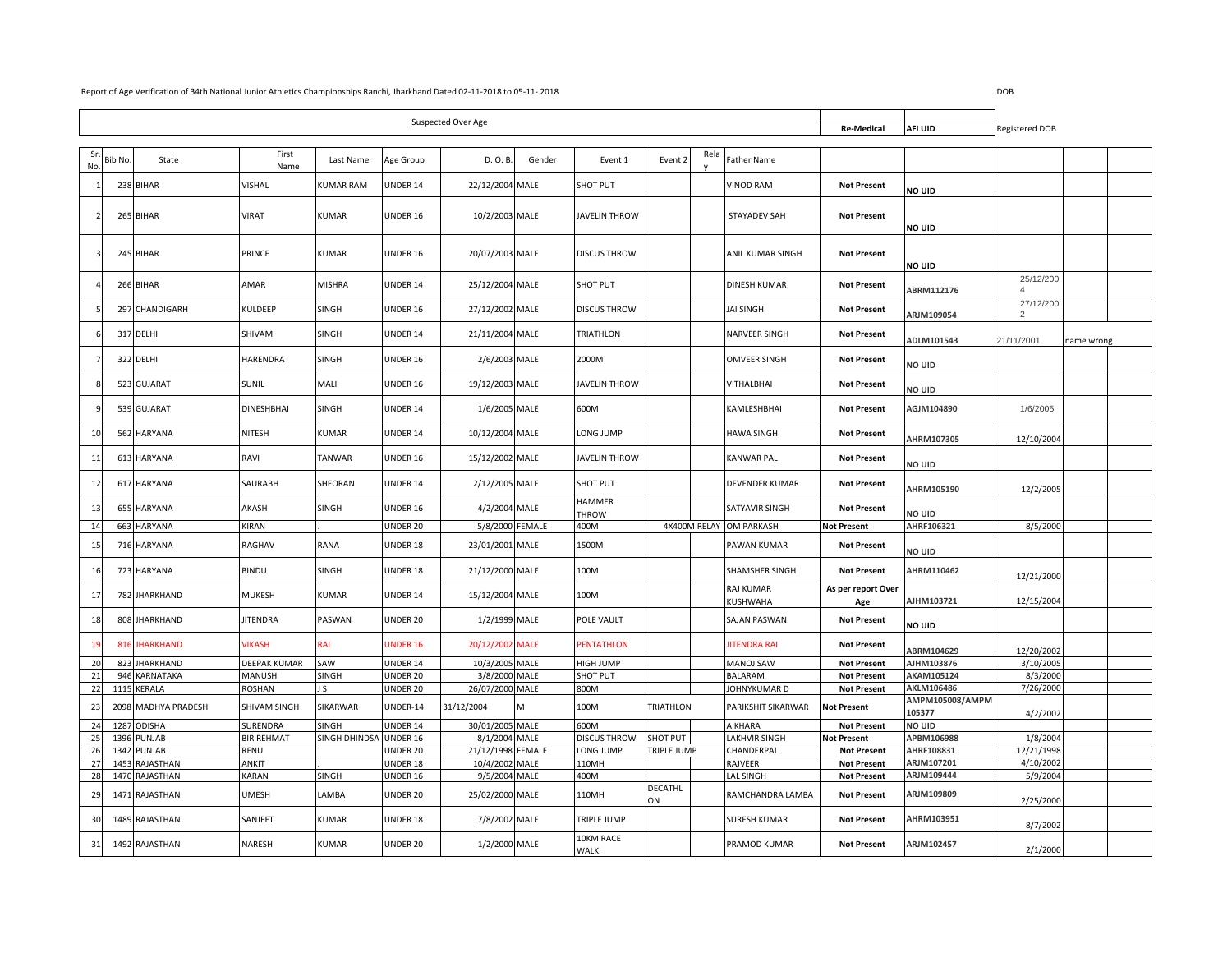Report of Age Verification of 34th National Junior Athletics Championships Ranchi, Jharkhand Dated 02-11-2018 to 05-11- 2018

DOB

Suspected Over Age

| Sr. No. | Bib No. | State | First Name | Last Name | Age Group | D. O. B. | Gender | Event 1 | Event 2 | Relay | Father Name | Re-Medical | AFI UID | Registered DOB | | |
|---|---|---|---|---|---|---|---|---|---|---|---|---|---|---|---|---|
| 1 | 238 | BIHAR | VISHAL | KUMAR RAM | UNDER 14 | 22/12/2004 | MALE | SHOT PUT | | | VINOD RAM | Not Present | NO UID | | | |
| 2 | 265 | BIHAR | VIRAT | KUMAR | UNDER 16 | 10/2/2003 | MALE | JAVELIN THROW | | | STAYADEV SAH | Not Present | NO UID | | | |
| 3 | 245 | BIHAR | PRINCE | KUMAR | UNDER 16 | 20/07/2003 | MALE | DISCUS THROW | | | ANIL KUMAR SINGH | Not Present | NO UID | | | |
| 4 | 266 | BIHAR | AMAR | MISHRA | UNDER 14 | 25/12/2004 | MALE | SHOT PUT | | | DINESH KUMAR | Not Present | ABRM112176 | 25/12/2004 | | |
| 5 | 297 | CHANDIGARH | KULDEEP | SINGH | UNDER 16 | 27/12/2002 | MALE | DISCUS THROW | | | JAI SINGH | Not Present | ARJM109054 | 27/12/2002 | | |
| 6 | 317 | DELHI | SHIVAM | SINGH | UNDER 14 | 21/11/2004 | MALE | TRIATHLON | | | NARVEER SINGH | Not Present | ADLM101543 | 21/11/2001 | name wrong | |
| 7 | 322 | DELHI | HARENDRA | SINGH | UNDER 16 | 2/6/2003 | MALE | 2000M | | | OMVEER SINGH | Not Present | NO UID | | | |
| 8 | 523 | GUJARAT | SUNIL | MALI | UNDER 16 | 19/12/2003 | MALE | JAVELIN THROW | | | VITHALBHAI | Not Present | NO UID | | | |
| 9 | 539 | GUJARAT | DINESHBHAI | SINGH | UNDER 14 | 1/6/2005 | MALE | 600M | | | KAMLESHBHAI | Not Present | AGJM104890 | 1/6/2005 | | |
| 10 | 562 | HARYANA | NITESH | KUMAR | UNDER 14 | 10/12/2004 | MALE | LONG JUMP | | | HAWA SINGH | Not Present | AHRM107305 | 12/10/2004 | | |
| 11 | 613 | HARYANA | RAVI | TANWAR | UNDER 16 | 15/12/2002 | MALE | JAVELIN THROW | | | KANWAR PAL | Not Present | NO UID | | | |
| 12 | 617 | HARYANA | SAURABH | SHEORAN | UNDER 14 | 2/12/2005 | MALE | SHOT PUT | | | DEVENDER KUMAR | Not Present | AHRM105190 | 12/2/2005 | | |
| 13 | 655 | HARYANA | AKASH | SINGH | UNDER 16 | 4/2/2004 | MALE | HAMMER THROW | | | SATYAVIR SINGH | Not Present | NO UID | | | |
| 14 | 663 | HARYANA | KIRAN | . | UNDER 20 | 5/8/2000 | FEMALE | 400M | 4X400M RELAY | | OM PARKASH | Not Present | AHRF106321 | 8/5/2000 | | |
| 15 | 716 | HARYANA | RAGHAV | RANA | UNDER 18 | 23/01/2001 | MALE | 1500M | | | PAWAN KUMAR | Not Present | NO UID | | | |
| 16 | 723 | HARYANA | BINDU | SINGH | UNDER 18 | 21/12/2000 | MALE | 100M | | | SHAMSHER SINGH | Not Present | AHRM110462 | 12/21/2000 | | |
| 17 | 782 | JHARKHAND | MUKESH | KUMAR | UNDER 14 | 15/12/2004 | MALE | 100M | | | RAJ KUMAR KUSHWAHA | As per report Over Age | AJHM103721 | 12/15/2004 | | |
| 18 | 808 | JHARKHAND | JITENDRA | PASWAN | UNDER 20 | 1/2/1999 | MALE | POLE VAULT | | | SAJAN PASWAN | Not Present | NO UID | | | |
| 19 | 816 | JHARKHAND | VIKASH | RAI | UNDER 16 | 20/12/2002 | MALE | PENTATHLON | | | JITENDRA RAI | Not Present | ABRM104629 | 12/20/2002 | | |
| 20 | 823 | JHARKHAND | DEEPAK KUMAR | SAW | UNDER 14 | 10/3/2005 | MALE | HIGH JUMP | | | MANOJ SAW | Not Present | AJHM103876 | 3/10/2005 | | |
| 21 | 946 | KARNATAKA | MANUSH | SINGH | UNDER 20 | 3/8/2000 | MALE | SHOT PUT | | | BALARAM | Not Present | AKAM105124 | 8/3/2000 | | |
| 22 | 1115 | KERALA | ROSHAN | J S | UNDER 20 | 26/07/2000 | MALE | 800M | | | JOHNYKUMAR D | Not Present | AKLM106486 | 7/26/2000 | | |
| 23 | 2098 | MADHYA PRADESH | SHIVAM SINGH | SIKARWAR | UNDER-14 | 31/12/2004 | M | 100M | TRIATHLON | | PARIKSHIT SIKARWAR | Not Present | AMPM105008/AMPM105377 | 4/2/2002 | | |
| 24 | 1287 | ODISHA | SURENDRA | SINGH | UNDER 14 | 30/01/2005 | MALE | 600M | | | A KHARA | Not Present | NO UID | | | |
| 25 | 1396 | PUNJAB | BIR REHMAT | SINGH DHINDSA | UNDER 16 | 8/1/2004 | MALE | DISCUS THROW | SHOT PUT | | LAKHVIR SINGH | Not Present | APBM106988 | 1/8/2004 | | |
| 26 | 1342 | PUNJAB | RENU | | UNDER 20 | 21/12/1998 | FEMALE | LONG JUMP | TRIPLE JUMP | | CHANDERPAL | Not Present | AHRF108831 | 12/21/1998 | | |
| 27 | 1453 | RAJASTHAN | ANKIT | . | UNDER 18 | 10/4/2002 | MALE | 110MH | | | RAJVEER | Not Present | ARJM107201 | 4/10/2002 | | |
| 28 | 1470 | RAJASTHAN | KARAN | SINGH | UNDER 16 | 9/5/2004 | MALE | 400M | | | LAL SINGH | Not Present | ARJM109444 | 5/9/2004 | | |
| 29 | 1471 | RAJASTHAN | UMESH | LAMBA | UNDER 20 | 25/02/2000 | MALE | 110MH | DECATHLON | | RAMCHANDRA LAMBA | Not Present | ARJM109809 | 2/25/2000 | | |
| 30 | 1489 | RAJASTHAN | SANJEET | KUMAR | UNDER 18 | 7/8/2002 | MALE | TRIPLE JUMP | | | SURESH KUMAR | Not Present | AHRM103951 | 8/7/2002 | | |
| 31 | 1492 | RAJASTHAN | NARESH | KUMAR | UNDER 20 | 1/2/2000 | MALE | 10KM RACE WALK | | | PRAMOD KUMAR | Not Present | ARJM102457 | 2/1/2000 | | |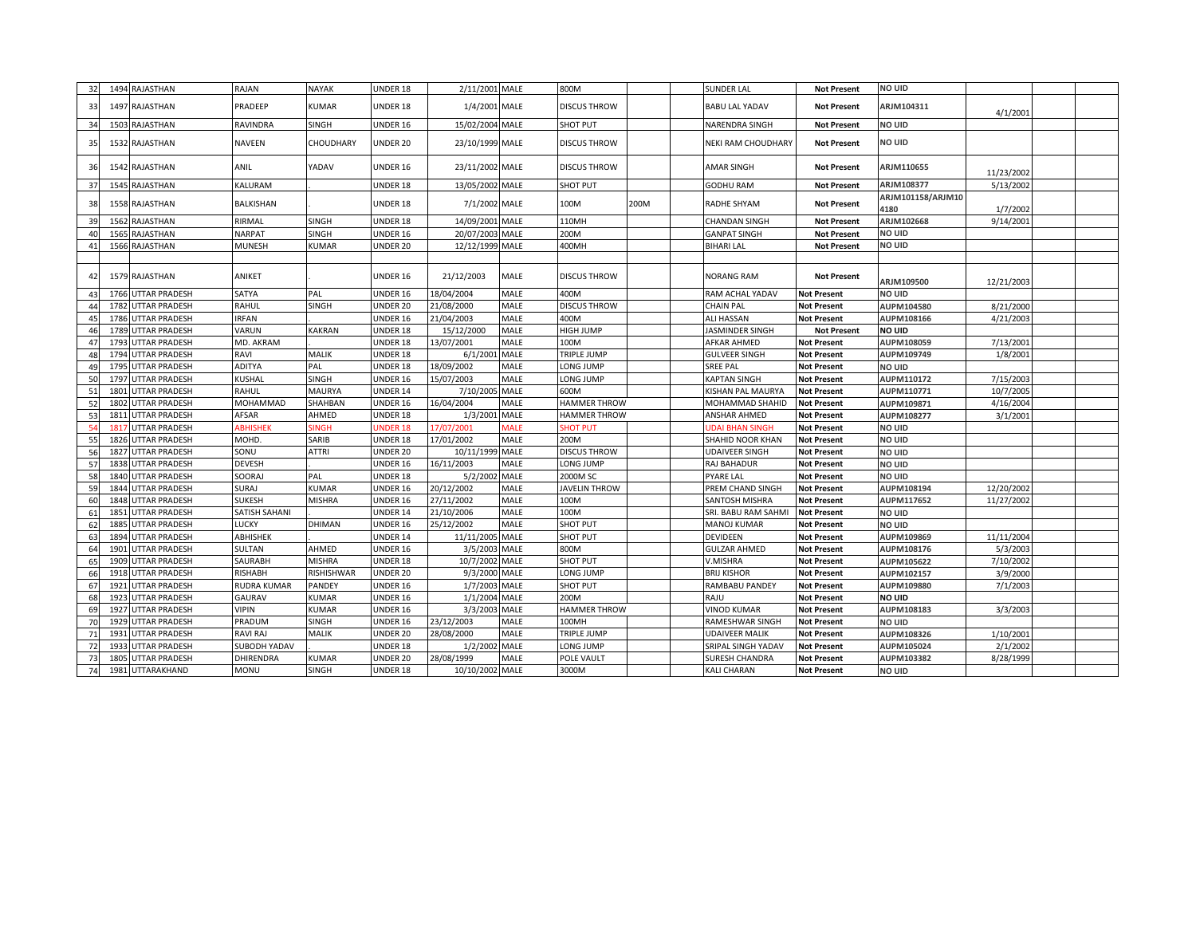| | | | | | | | | | | | | | | | | |
|---|---|---|---|---|---|---|---|---|---|---|---|---|---|---|---|---|
| 32 | 1494 | RAJASTHAN | RAJAN | NAYAK | UNDER 18 | 2/11/2001 | MALE | 800M | | | SUNDER LAL | Not Present | NO UID | | | |
| 33 | 1497 | RAJASTHAN | PRADEEP | KUMAR | UNDER 18 | 1/4/2001 | MALE | DISCUS THROW | | | BABU LAL YADAV | Not Present | ARJM104311 | 4/1/2001 | | |
| 34 | 1503 | RAJASTHAN | RAVINDRA | SINGH | UNDER 16 | 15/02/2004 | MALE | SHOT PUT | | | NARENDRA SINGH | Not Present | NO UID | | | |
| 35 | 1532 | RAJASTHAN | NAVEEN | CHOUDHARY | UNDER 20 | 23/10/1999 | MALE | DISCUS THROW | | | NEKI RAM CHOUDHARY | Not Present | NO UID | | | |
| 36 | 1542 | RAJASTHAN | ANIL | YADAV | UNDER 16 | 23/11/2002 | MALE | DISCUS THROW | | | AMAR SINGH | Not Present | ARJM110655 | 11/23/2002 | | |
| 37 | 1545 | RAJASTHAN | KALURAM | . | UNDER 18 | 13/05/2002 | MALE | SHOT PUT | | | GODHU RAM | Not Present | ARJM108377 | 5/13/2002 | | |
| 38 | 1558 | RAJASTHAN | BALKISHAN | . | UNDER 18 | 7/1/2002 | MALE | 100M | 200M | | RADHE SHYAM | Not Present | ARJM101158/ARJM104180 | 1/7/2002 | | |
| 39 | 1562 | RAJASTHAN | RIRMAL | SINGH | UNDER 18 | 14/09/2001 | MALE | 110MH | | | CHANDAN SINGH | Not Present | ARJM102668 | 9/14/2001 | | |
| 40 | 1565 | RAJASTHAN | NARPAT | SINGH | UNDER 16 | 20/07/2003 | MALE | 200M | | | GANPAT SINGH | Not Present | NO UID | | | |
| 41 | 1566 | RAJASTHAN | MUNESH | KUMAR | UNDER 20 | 12/12/1999 | MALE | 400MH | | | BIHARI LAL | Not Present | NO UID | | | |
| | | | | | | | | | | | | | | | | |
| 42 | 1579 | RAJASTHAN | ANIKET | . | UNDER 16 | 21/12/2003 | MALE | DISCUS THROW | | | NORANG RAM | Not Present | ARJM109500 | 12/21/2003 | | |
| 43 | 1766 | UTTAR PRADESH | SATYA | PAL | UNDER 16 | 18/04/2004 | MALE | 400M | | | RAM ACHAL YADAV | Not Present | NO UID | | | |
| 44 | 1782 | UTTAR PRADESH | RAHUL | SINGH | UNDER 20 | 21/08/2000 | MALE | DISCUS THROW | | | CHAIN PAL | Not Present | AUPM104580 | 8/21/2000 | | |
| 45 | 1786 | UTTAR PRADESH | IRFAN | . | UNDER 16 | 21/04/2003 | MALE | 400M | | | ALI HASSAN | Not Present | AUPM108166 | 4/21/2003 | | |
| 46 | 1789 | UTTAR PRADESH | VARUN | KAKRAN | UNDER 18 | 15/12/2000 | MALE | HIGH JUMP | | | JASMINDER SINGH | Not Present | NO UID | | | |
| 47 | 1793 | UTTAR PRADESH | MD. AKRAM | . | UNDER 18 | 13/07/2001 | MALE | 100M | | | AFKAR AHMED | Not Present | AUPM108059 | 7/13/2001 | | |
| 48 | 1794 | UTTAR PRADESH | RAVI | MALIK | UNDER 18 | 6/1/2001 | MALE | TRIPLE JUMP | | | GULVEER SINGH | Not Present | AUPM109749 | 1/8/2001 | | |
| 49 | 1795 | UTTAR PRADESH | ADITYA | PAL | UNDER 18 | 18/09/2002 | MALE | LONG JUMP | | | SREE PAL | Not Present | NO UID | | | |
| 50 | 1797 | UTTAR PRADESH | KUSHAL | SINGH | UNDER 16 | 15/07/2003 | MALE | LONG JUMP | | | KAPTAN SINGH | Not Present | AUPM110172 | 7/15/2003 | | |
| 51 | 1801 | UTTAR PRADESH | RAHUL | MAURYA | UNDER 14 | 7/10/2005 | MALE | 600M | | | KISHAN PAL MAURYA | Not Present | AUPM110771 | 10/7/2005 | | |
| 52 | 1802 | UTTAR PRADESH | MOHAMMAD | SHAHBAN | UNDER 16 | 16/04/2004 | MALE | HAMMER THROW | | | MOHAMMAD SHAHID | Not Present | AUPM109871 | 4/16/2004 | | |
| 53 | 1811 | UTTAR PRADESH | AFSAR | AHMED | UNDER 18 | 1/3/2001 | MALE | HAMMER THROW | | | ANSHAR AHMED | Not Present | AUPM108277 | 3/1/2001 | | |
| 54 | 1817 | UTTAR PRADESH | ABHISHEK | SINGH | UNDER 18 | 17/07/2001 | MALE | SHOT PUT | | | UDAI BHAN SINGH | Not Present | NO UID | | | |
| 55 | 1826 | UTTAR PRADESH | MOHD. | SARIB | UNDER 18 | 17/01/2002 | MALE | 200M | | | SHAHID NOOR KHAN | Not Present | NO UID | | | |
| 56 | 1827 | UTTAR PRADESH | SONU | ATTRI | UNDER 20 | 10/11/1999 | MALE | DISCUS THROW | | | UDAIVEER SINGH | Not Present | NO UID | | | |
| 57 | 1838 | UTTAR PRADESH | DEVESH | . | UNDER 16 | 16/11/2003 | MALE | LONG JUMP | | | RAJ BAHADUR | Not Present | NO UID | | | |
| 58 | 1840 | UTTAR PRADESH | SOORAJ | PAL | UNDER 18 | 5/2/2002 | MALE | 2000M SC | | | PYARE LAL | Not Present | NO UID | | | |
| 59 | 1844 | UTTAR PRADESH | SURAJ | KUMAR | UNDER 16 | 20/12/2002 | MALE | JAVELIN THROW | | | PREM CHAND SINGH | Not Present | AUPM108194 | 12/20/2002 | | |
| 60 | 1848 | UTTAR PRADESH | SUKESH | MISHRA | UNDER 16 | 27/11/2002 | MALE | 100M | | | SANTOSH MISHRA | Not Present | AUPM117652 | 11/27/2002 | | |
| 61 | 1851 | UTTAR PRADESH | SATISH SAHANI | . | UNDER 14 | 21/10/2006 | MALE | 100M | | | SRI. BABU RAM SAHMI | Not Present | NO UID | | | |
| 62 | 1885 | UTTAR PRADESH | LUCKY | DHIMAN | UNDER 16 | 25/12/2002 | MALE | SHOT PUT | | | MANOJ KUMAR | Not Present | NO UID | | | |
| 63 | 1894 | UTTAR PRADESH | ABHISHEK | . | UNDER 14 | 11/11/2005 | MALE | SHOT PUT | | | DEVIDEEN | Not Present | AUPM109869 | 11/11/2004 | | |
| 64 | 1901 | UTTAR PRADESH | SULTAN | AHMED | UNDER 16 | 3/5/2003 | MALE | 800M | | | GULZAR AHMED | Not Present | AUPM108176 | 5/3/2003 | | |
| 65 | 1909 | UTTAR PRADESH | SAURABH | MISHRA | UNDER 18 | 10/7/2002 | MALE | SHOT PUT | | | V.MISHRA | Not Present | AUPM105622 | 7/10/2002 | | |
| 66 | 1918 | UTTAR PRADESH | RISHABH | RISHISHWAR | UNDER 20 | 9/3/2000 | MALE | LONG JUMP | | | BRIJ KISHOR | Not Present | AUPM102157 | 3/9/2000 | | |
| 67 | 1921 | UTTAR PRADESH | RUDRA KUMAR | PANDEY | UNDER 16 | 1/7/2003 | MALE | SHOT PUT | | | RAMBABU PANDEY | Not Present | AUPM109880 | 7/1/2003 | | |
| 68 | 1923 | UTTAR PRADESH | GAURAV | KUMAR | UNDER 16 | 1/1/2004 | MALE | 200M | | | RAJU | Not Present | NO UID | | | |
| 69 | 1927 | UTTAR PRADESH | VIPIN | KUMAR | UNDER 16 | 3/3/2003 | MALE | HAMMER THROW | | | VINOD KUMAR | Not Present | AUPM108183 | 3/3/2003 | | |
| 70 | 1929 | UTTAR PRADESH | PRADUM | SINGH | UNDER 16 | 23/12/2003 | MALE | 100MH | | | RAMESHWAR SINGH | Not Present | NO UID | | | |
| 71 | 1931 | UTTAR PRADESH | RAVI RAJ | MALIK | UNDER 20 | 28/08/2000 | MALE | TRIPLE JUMP | | | UDAIVEER MALIK | Not Present | AUPM108326 | 1/10/2001 | | |
| 72 | 1933 | UTTAR PRADESH | SUBODH YADAV | . | UNDER 18 | 1/2/2002 | MALE | LONG JUMP | | | SRIPAL SINGH YADAV | Not Present | AUPM105024 | 2/1/2002 | | |
| 73 | 1805 | UTTAR PRADESH | DHIRENDRA | KUMAR | UNDER 20 | 28/08/1999 | MALE | POLE VAULT | | | SURESH CHANDRA | Not Present | AUPM103382 | 8/28/1999 | | |
| 74 | 1981 | UTTARAKHAND | MONU | SINGH | UNDER 18 | 10/10/2002 | MALE | 3000M | | | KALI CHARAN | Not Present | NO UID | | | |